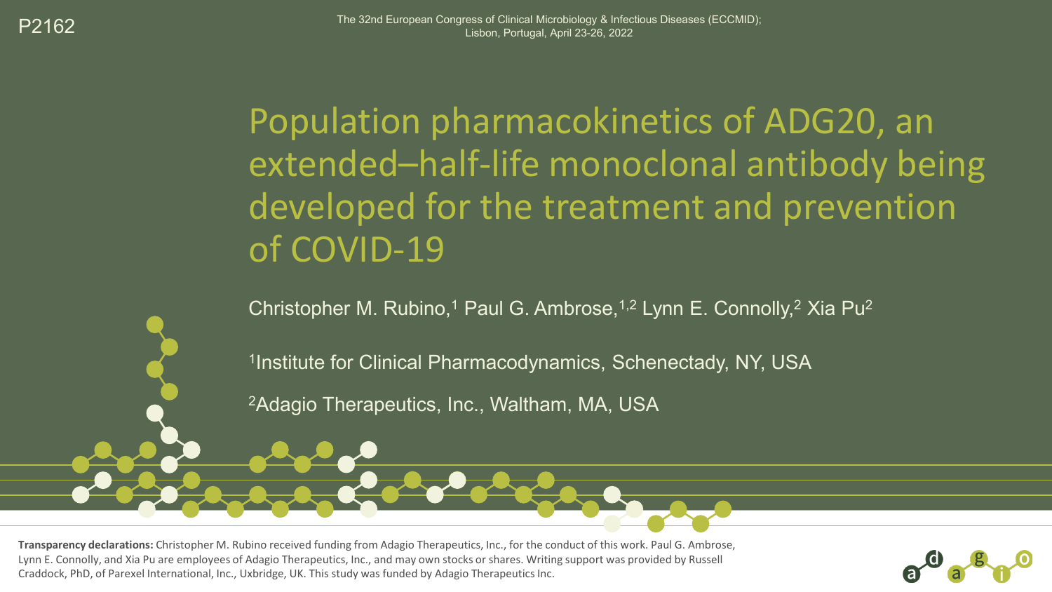P2162

The 32nd European Congress of Clinical Microbiology & Infectious Diseases (ECCMID); Lisbon, Portugal, April 23-26, 2022

# Population pharmacokinetics of ADG20, an extended–half-life monoclonal antibody being developed for the treatment and prevention of COVID-19

Christopher M. Rubino,[1] Paul G. Ambrose,[1,2] Lynn E. Connolly,[2] Xia Pu[2]

[1]Institute for Clinical Pharmacodynamics, Schenectady, NY, USA

[2]Adagio Therapeutics, Inc., Waltham, MA, USA

**Transparency declarations:** Christopher M. Rubino received funding from Adagio Therapeutics, Inc., for the conduct of this work. Paul G. Ambrose, Lynn E. Connolly, and Xia Pu are employees of Adagio Therapeutics, Inc., and may own stocks or shares. Writing support was provided by Russell Craddock, PhD, of Parexel International, Inc., Uxbridge, UK. This study was funded by Adagio Therapeutics Inc.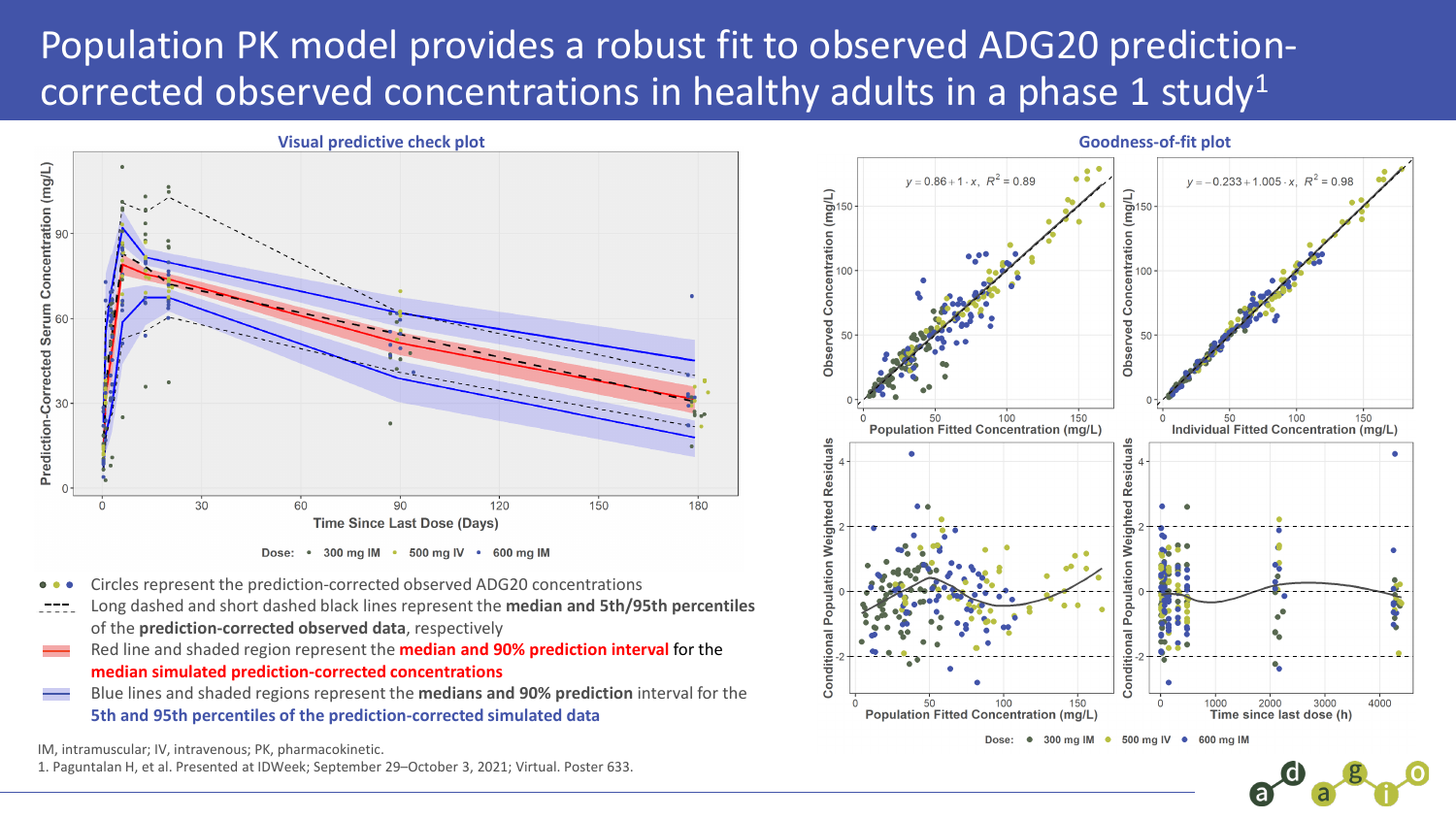# Population PK model provides a robust fit to observed ADG20 prediction-corrected observed concentrations in healthy adults in a phase 1 study[1]

**Visual predictive check plot**

**Goodness-of-fit plot**

- Circles represent the prediction-corrected observed ADG20 concentrations
- Long dashed and short dashed black lines represent the **median and 5th/95th percentiles** of the **prediction-corrected observed data**, respectively
- Red line and shaded region represent the **median and 90% prediction interval** for the **median simulated prediction-corrected concentrations**
- Blue lines and shaded regions represent the **medians and 90% prediction** interval for the **5th and 95th percentiles of the prediction-corrected simulated data**

IM, intramuscular; IV, intravenous; PK, pharmacokinetic.

1. Paguntalan H, et al. Presented at IDWeek; September 29–October 3, 2021; Virtual. Poster 633.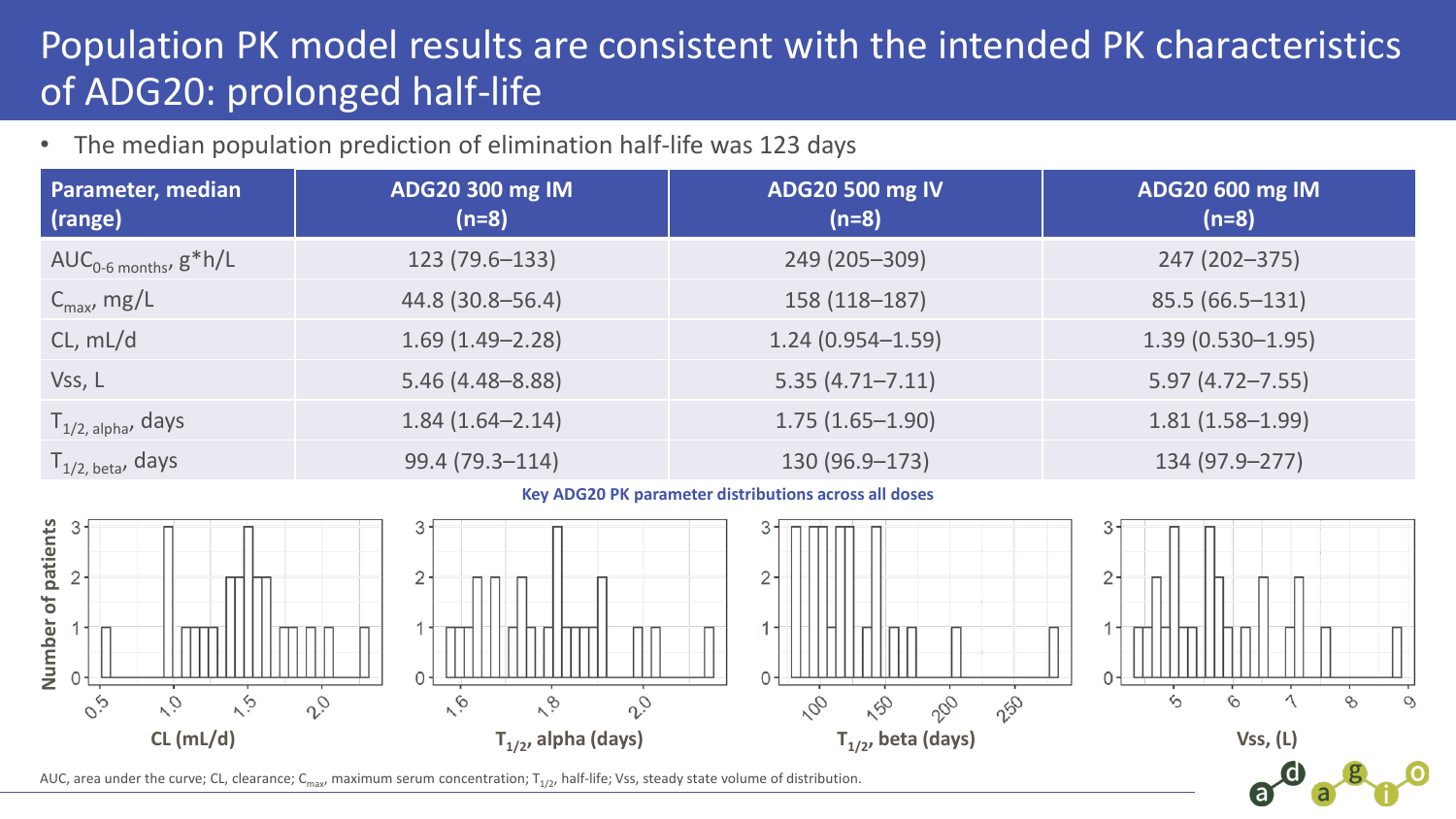# Population PK model results are consistent with the intended PK characteristics of ADG20: prolonged half-life

- The median population prediction of elimination half-life was 123 days

| Parameter, median (range) | ADG20 300 mg IM (n=8) | ADG20 500 mg IV (n=8) | ADG20 600 mg IM (n=8) |
|---|---|---|---|
| $AUC_{0\text{-}6\ months}$, g*h/L | 123 (79.6–133) | 249 (205–309) | 247 (202–375) |
| $C_{max}$, mg/L | 44.8 (30.8–56.4) | 158 (118–187) | 85.5 (66.5–131) |
| CL, mL/d | 1.69 (1.49–2.28) | 1.24 (0.954–1.59) | 1.39 (0.530–1.95) |
| Vss, L | 5.46 (4.48–8.88) | 5.35 (4.71–7.11) | 5.97 (4.72–7.55) |
| $T_{1/2,\ alpha}$, days | 1.84 (1.64–2.14) | 1.75 (1.65–1.90) | 1.81 (1.58–1.99) |
| $T_{1/2,\ beta}$, days | 99.4 (79.3–114) | 130 (96.9–173) | 134 (97.9–277) |

**Key ADG20 PK parameter distributions across all doses**

Number of patients; CL (mL/d); $T_{1/2}$, alpha (days); $T_{1/2}$, beta (days); Vss, (L)

AUC, area under the curve; CL, clearance; $C_{max}$, maximum serum concentration; $T_{1/2}$, half-life; Vss, steady state volume of distribution.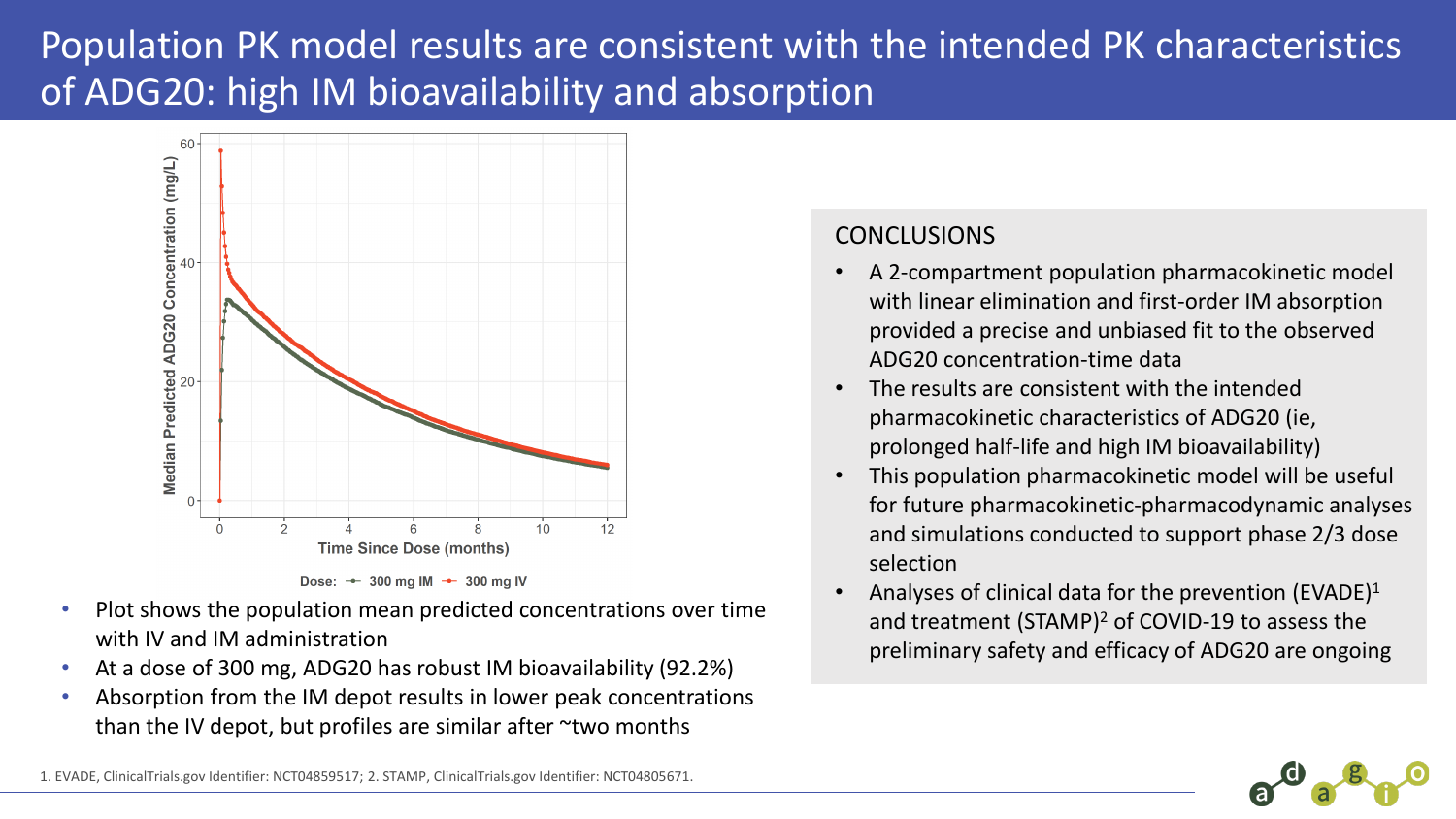# Population PK model results are consistent with the intended PK characteristics of ADG20: high IM bioavailability and absorption

Median Predicted ADG20 Concentration (mg/L)

60
40
20
0

0
2
4
6
8
10
12

Time Since Dose (months)

Dose: 300 mg IM 300 mg IV

- Plot shows the population mean predicted concentrations over time with IV and IM administration
- At a dose of 300 mg, ADG20 has robust IM bioavailability (92.2%)
- Absorption from the IM depot results in lower peak concentrations than the IV depot, but profiles are similar after ~two months

## CONCLUSIONS

- A 2-compartment population pharmacokinetic model with linear elimination and first-order IM absorption provided a precise and unbiased fit to the observed ADG20 concentration-time data
- The results are consistent with the intended pharmacokinetic characteristics of ADG20 (ie, prolonged half-life and high IM bioavailability)
- This population pharmacokinetic model will be useful for future pharmacokinetic-pharmacodynamic analyses and simulations conducted to support phase 2/3 dose selection
- Analyses of clinical data for the prevention (EVADE)[1] and treatment (STAMP)[2] of COVID-19 to assess the preliminary safety and efficacy of ADG20 are ongoing

1. EVADE, ClinicalTrials.gov Identifier: NCT04859517; 2. STAMP, ClinicalTrials.gov Identifier: NCT04805671.